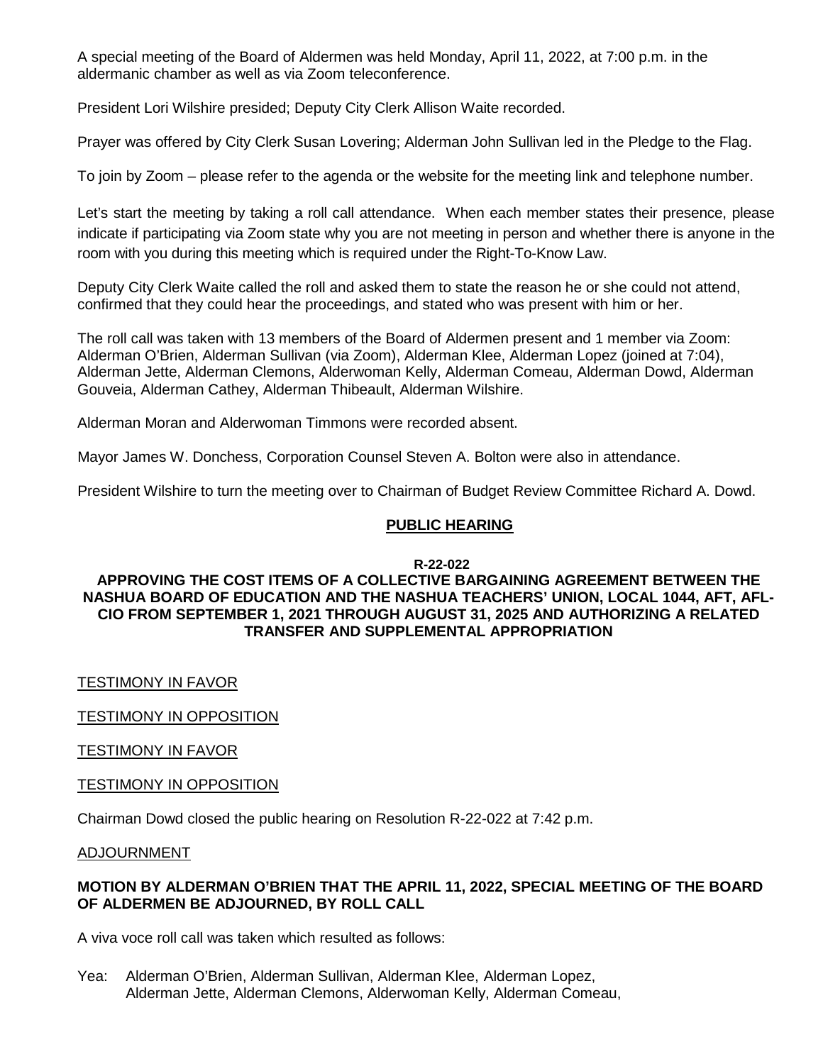A special meeting of the Board of Aldermen was held Monday, April 11, 2022, at 7:00 p.m. in the aldermanic chamber as well as via Zoom teleconference.

President Lori Wilshire presided; Deputy City Clerk Allison Waite recorded.

Prayer was offered by City Clerk Susan Lovering; Alderman John Sullivan led in the Pledge to the Flag.

To join by Zoom – please refer to the agenda or the website for the meeting link and telephone number.

Let's start the meeting by taking a roll call attendance. When each member states their presence, please indicate if participating via Zoom state why you are not meeting in person and whether there is anyone in the room with you during this meeting which is required under the Right-To-Know Law.

Deputy City Clerk Waite called the roll and asked them to state the reason he or she could not attend, confirmed that they could hear the proceedings, and stated who was present with him or her.

The roll call was taken with 13 members of the Board of Aldermen present and 1 member via Zoom: Alderman O'Brien, Alderman Sullivan (via Zoom), Alderman Klee, Alderman Lopez (joined at 7:04), Alderman Jette, Alderman Clemons, Alderwoman Kelly, Alderman Comeau, Alderman Dowd, Alderman Gouveia, Alderman Cathey, Alderman Thibeault, Alderman Wilshire.

Alderman Moran and Alderwoman Timmons were recorded absent.

Mayor James W. Donchess, Corporation Counsel Steven A. Bolton were also in attendance.

President Wilshire to turn the meeting over to Chairman of Budget Review Committee Richard A. Dowd.

## PUBLIC HEARING

**R-22-022**

**APPROVING THE COST ITEMS OF A COLLECTIVE BARGAINING AGREEMENT BETWEEN THE NASHUA BOARD OF EDUCATION AND THE NASHUA TEACHERS' UNION, LOCAL 1044, AFT, AFL-CIO FROM SEPTEMBER 1, 2021 THROUGH AUGUST 31, 2025 AND AUTHORIZING A RELATED TRANSFER AND SUPPLEMENTAL APPROPRIATION**

TESTIMONY IN FAVOR

TESTIMONY IN OPPOSITION

TESTIMONY IN FAVOR

TESTIMONY IN OPPOSITION

Chairman Dowd closed the public hearing on Resolution R-22-022 at 7:42 p.m.

ADJOURNMENT

**MOTION BY ALDERMAN O'BRIEN THAT THE APRIL 11, 2022, SPECIAL MEETING OF THE BOARD OF ALDERMEN BE ADJOURNED, BY ROLL CALL**

A viva voce roll call was taken which resulted as follows:

Yea: Alderman O'Brien, Alderman Sullivan, Alderman Klee, Alderman Lopez, Alderman Jette, Alderman Clemons, Alderwoman Kelly, Alderman Comeau,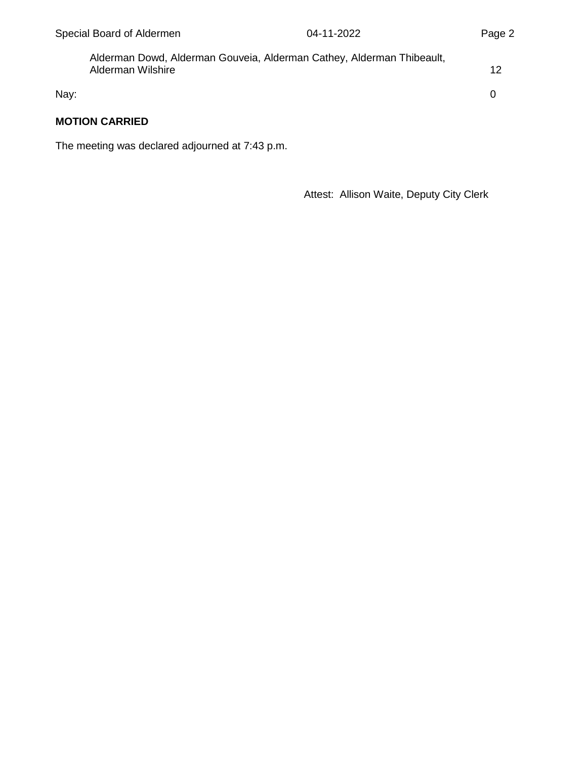Alderman Dowd, Alderman Gouveia, Alderman Cathey, Alderman Thibeault, Alderman Wilshire 12

Nay: 0

**MOTION CARRIED**

The meeting was declared adjourned at 7:43 p.m.

Attest: Allison Waite, Deputy City Clerk